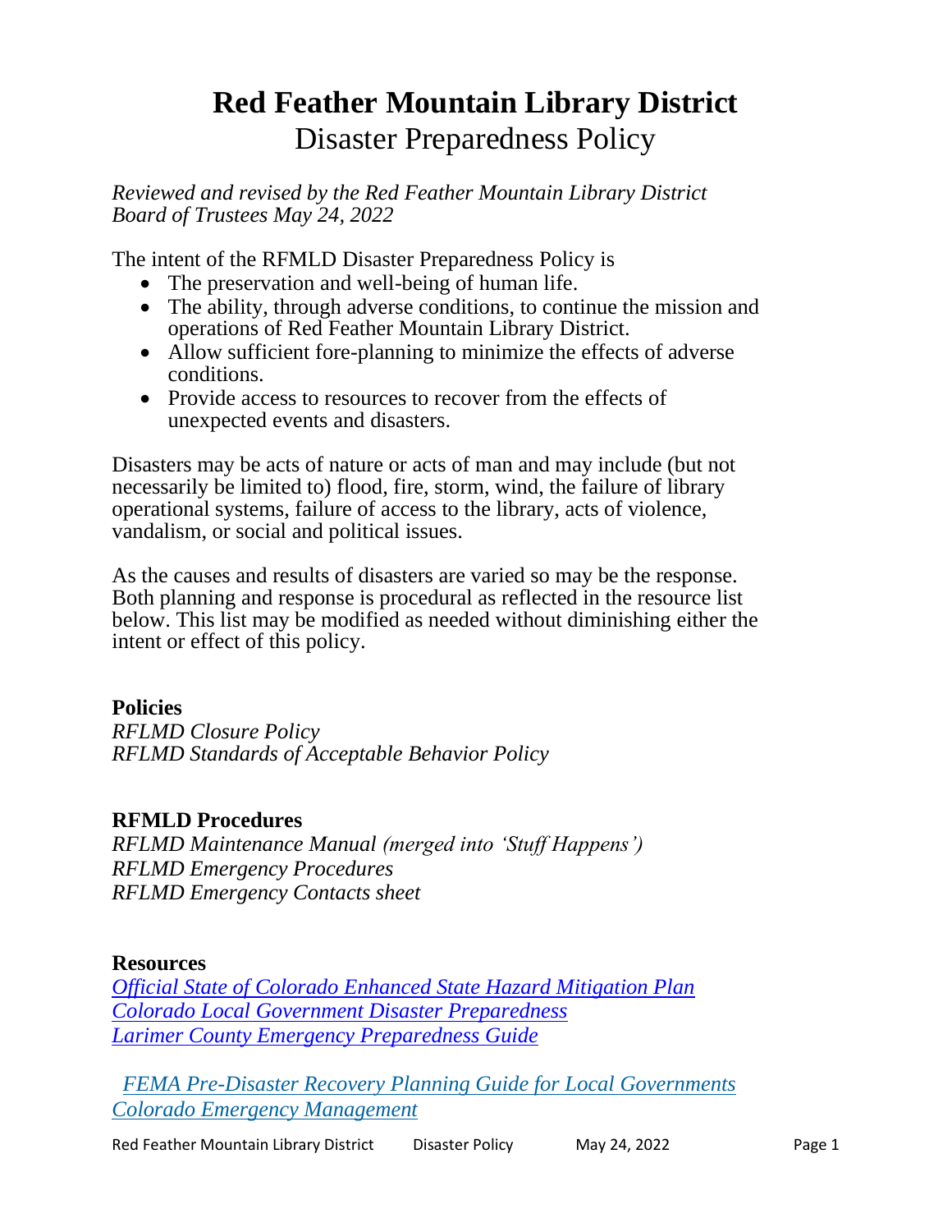# Red Feather Mountain Library District

## Disaster Preparedness Policy

*Reviewed and revised by the Red Feather Mountain Library District Board of Trustees May 24, 2022*

The intent of the RFMLD Disaster Preparedness Policy is

- The preservation and well-being of human life.
- The ability, through adverse conditions, to continue the mission and operations of Red Feather Mountain Library District.
- Allow sufficient fore-planning to minimize the effects of adverse conditions.
- Provide access to resources to recover from the effects of unexpected events and disasters.

Disasters may be acts of nature or acts of man and may include (but not necessarily be limited to) flood, fire, storm, wind, the failure of library operational systems, failure of access to the library, acts of violence, vandalism, or social and political issues.

As the causes and results of disasters are varied so may be the response. Both planning and response is procedural as reflected in the resource list below. This list may be modified as needed without diminishing either the intent or effect of this policy.

**Policies**

*RFLMD Closure Policy*
*RFLMD Standards of Acceptable Behavior Policy*

**RFMLD Procedures**

*RFLMD Maintenance Manual (merged into 'Stuff Happens')*
*RFLMD Emergency Procedures*
*RFLMD Emergency Contacts sheet*

**Resources**

*Official State of Colorado Enhanced State Hazard Mitigation Plan*
*Colorado Local Government Disaster Preparedness*
*Larimer County Emergency Preparedness Guide*

*FEMA Pre-Disaster Recovery Planning Guide for Local Governments*
*Colorado Emergency Management*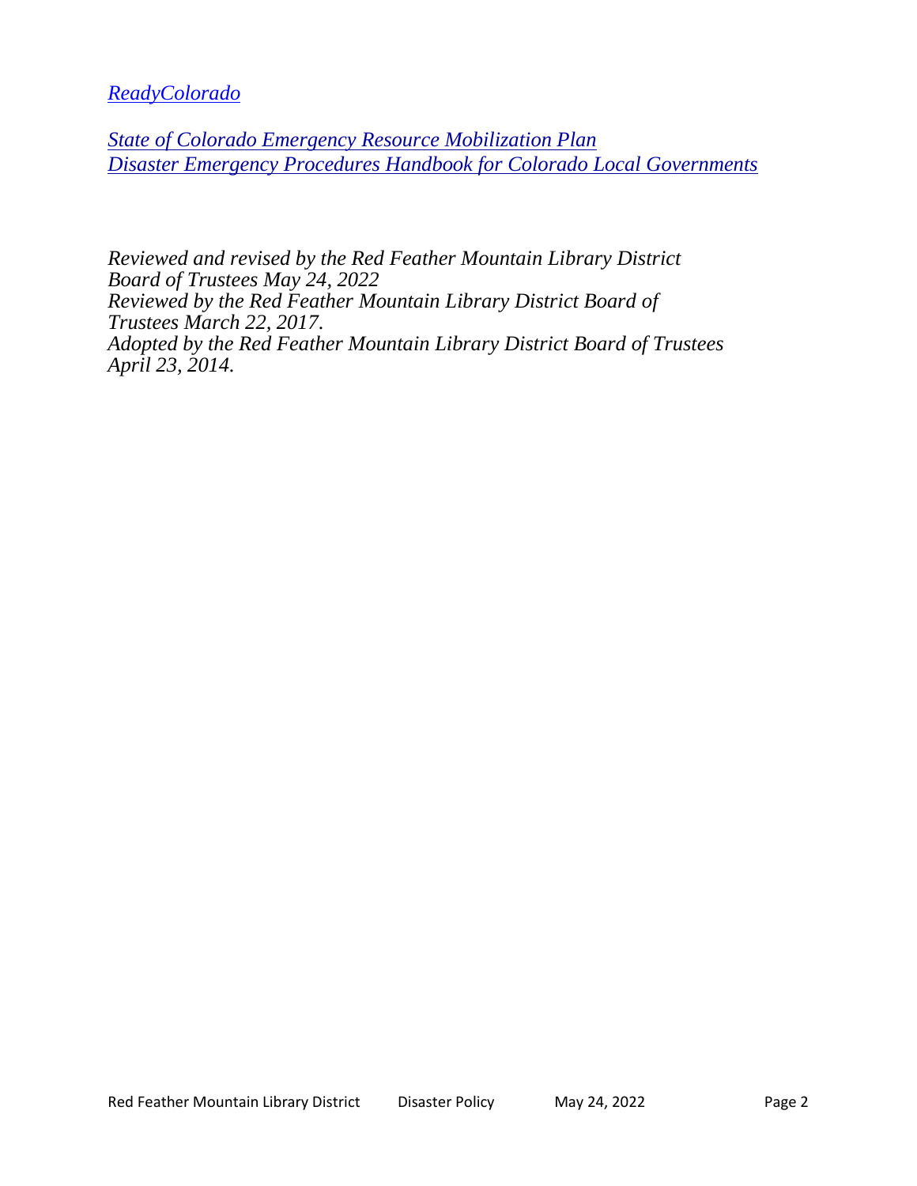[ReadyColorado]

[State of Colorado Emergency Resource Mobilization Plan]
[Disaster Emergency Procedures Handbook for Colorado Local Governments]

*Reviewed and revised by the Red Feather Mountain Library District Board of Trustees May 24, 2022*
*Reviewed by the Red Feather Mountain Library District Board of Trustees March 22, 2017.*
*Adopted by the Red Feather Mountain Library District Board of Trustees April 23, 2014.*